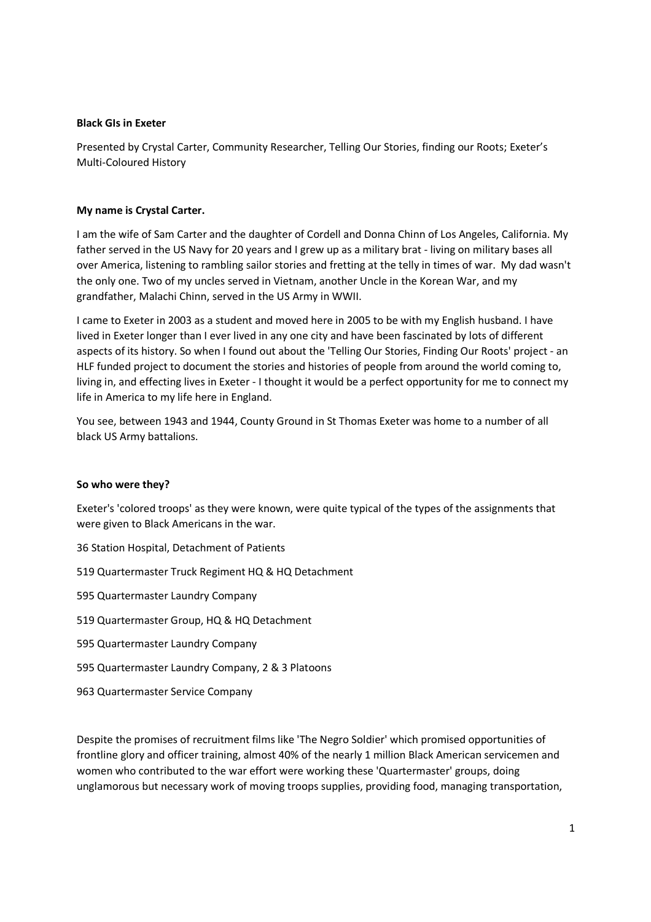**Black GIs in Exeter**

Presented by Crystal Carter, Community Researcher, Telling Our Stories, finding our Roots; Exeter's Multi-Coloured History

**My name is Crystal Carter.**

I am the wife of Sam Carter and the daughter of Cordell and Donna Chinn of Los Angeles, California. My father served in the US Navy for 20 years and I grew up as a military brat - living on military bases all over America, listening to rambling sailor stories and fretting at the telly in times of war. My dad wasn't the only one. Two of my uncles served in Vietnam, another Uncle in the Korean War, and my grandfather, Malachi Chinn, served in the US Army in WWII.

I came to Exeter in 2003 as a student and moved here in 2005 to be with my English husband. I have lived in Exeter longer than I ever lived in any one city and have been fascinated by lots of different aspects of its history. So when I found out about the 'Telling Our Stories, Finding Our Roots' project - an HLF funded project to document the stories and histories of people from around the world coming to, living in, and effecting lives in Exeter - I thought it would be a perfect opportunity for me to connect my life in America to my life here in England.

You see, between 1943 and 1944, County Ground in St Thomas Exeter was home to a number of all black US Army battalions.

**So who were they?**

Exeter's 'colored troops' as they were known, were quite typical of the types of the assignments that were given to Black Americans in the war.

36 Station Hospital, Detachment of Patients

519 Quartermaster Truck Regiment HQ & HQ Detachment

595 Quartermaster Laundry Company

519 Quartermaster Group, HQ & HQ Detachment

595 Quartermaster Laundry Company

595 Quartermaster Laundry Company, 2 & 3 Platoons

963 Quartermaster Service Company

Despite the promises of recruitment films like 'The Negro Soldier' which promised opportunities of frontline glory and officer training, almost 40% of the nearly 1 million Black American servicemen and women who contributed to the war effort were working these 'Quartermaster' groups, doing unglamorous but necessary work of moving troops supplies, providing food, managing transportation,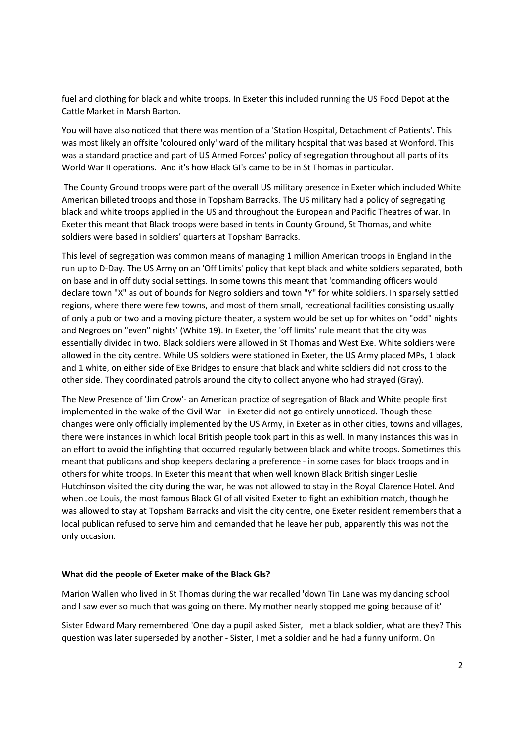fuel and clothing for black and white troops. In Exeter this included running the US Food Depot at the Cattle Market in Marsh Barton.

You will have also noticed that there was mention of a 'Station Hospital, Detachment of Patients'. This was most likely an offsite 'coloured only' ward of the military hospital that was based at Wonford. This was a standard practice and part of US Armed Forces' policy of segregation throughout all parts of its World War II operations. And it's how Black GI's came to be in St Thomas in particular.

The County Ground troops were part of the overall US military presence in Exeter which included White American billeted troops and those in Topsham Barracks. The US military had a policy of segregating black and white troops applied in the US and throughout the European and Pacific Theatres of war. In Exeter this meant that Black troops were based in tents in County Ground, St Thomas, and white soldiers were based in soldiers' quarters at Topsham Barracks.

This level of segregation was common means of managing 1 million American troops in England in the run up to D-Day. The US Army on an 'Off Limits' policy that kept black and white soldiers separated, both on base and in off duty social settings. In some towns this meant that 'commanding officers would declare town "X" as out of bounds for Negro soldiers and town "Y" for white soldiers. In sparsely settled regions, where there were few towns, and most of them small, recreational facilities consisting usually of only a pub or two and a moving picture theater, a system would be set up for whites on "odd" nights and Negroes on "even" nights' (White 19). In Exeter, the 'off limits' rule meant that the city was essentially divided in two. Black soldiers were allowed in St Thomas and West Exe. White soldiers were allowed in the city centre. While US soldiers were stationed in Exeter, the US Army placed MPs, 1 black and 1 white, on either side of Exe Bridges to ensure that black and white soldiers did not cross to the other side. They coordinated patrols around the city to collect anyone who had strayed (Gray).

The New Presence of 'Jim Crow'- an American practice of segregation of Black and White people first implemented in the wake of the Civil War - in Exeter did not go entirely unnoticed. Though these changes were only officially implemented by the US Army, in Exeter as in other cities, towns and villages, there were instances in which local British people took part in this as well. In many instances this was in an effort to avoid the infighting that occurred regularly between black and white troops. Sometimes this meant that publicans and shop keepers declaring a preference - in some cases for black troops and in others for white troops. In Exeter this meant that when well known Black British singer Leslie Hutchinson visited the city during the war, he was not allowed to stay in the Royal Clarence Hotel. And when Joe Louis, the most famous Black GI of all visited Exeter to fight an exhibition match, though he was allowed to stay at Topsham Barracks and visit the city centre, one Exeter resident remembers that a local publican refused to serve him and demanded that he leave her pub, apparently this was not the only occasion.

**What did the people of Exeter make of the Black GIs?**

Marion Wallen who lived in St Thomas during the war recalled 'down Tin Lane was my dancing school and I saw ever so much that was going on there. My mother nearly stopped me going because of it'

Sister Edward Mary remembered 'One day a pupil asked Sister, I met a black soldier, what are they? This question was later superseded by another - Sister, I met a soldier and he had a funny uniform. On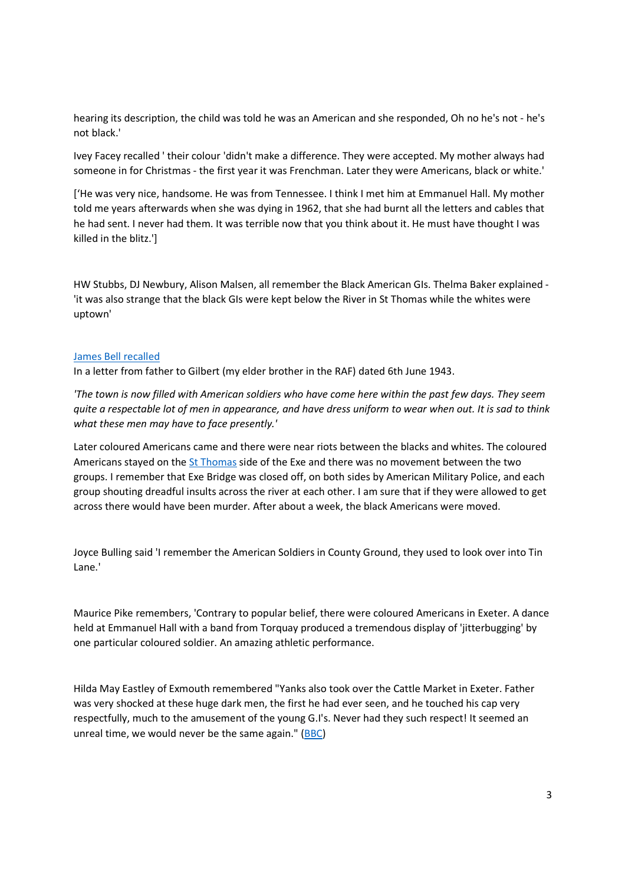hearing its description, the child was told he was an American and she responded, Oh no he's not - he's not black.'

Ivey Facey recalled ' their colour 'didn't make a difference. They were accepted. My mother always had someone in for Christmas - the first year it was Frenchman. Later they were Americans, black or white.'

['He was very nice, handsome. He was from Tennessee. I think I met him at Emmanuel Hall. My mother told me years afterwards when she was dying in 1962, that she had burnt all the letters and cables that he had sent. I never had them. It was terrible now that you think about it. He must have thought I was killed in the blitz.']

HW Stubbs, DJ Newbury, Alison Malsen, all remember the Black American GIs. Thelma Baker explained - 'it was also strange that the black GIs were kept below the River in St Thomas while the whites were uptown'

James Bell recalled

In a letter from father to Gilbert (my elder brother in the RAF) dated 6th June 1943.

*'The town is now filled with American soldiers who have come here within the past few days. They seem quite a respectable lot of men in appearance, and have dress uniform to wear when out. It is sad to think what these men may have to face presently.'*

Later coloured Americans came and there were near riots between the blacks and whites. The coloured Americans stayed on the St Thomas side of the Exe and there was no movement between the two groups. I remember that Exe Bridge was closed off, on both sides by American Military Police, and each group shouting dreadful insults across the river at each other. I am sure that if they were allowed to get across there would have been murder. After about a week, the black Americans were moved.

Joyce Bulling said 'I remember the American Soldiers in County Ground, they used to look over into Tin Lane.'

Maurice Pike remembers, 'Contrary to popular belief, there were coloured Americans in Exeter. A dance held at Emmanuel Hall with a band from Torquay produced a tremendous display of 'jitterbugging' by one particular coloured soldier. An amazing athletic performance.

Hilda May Eastley of Exmouth remembered "Yanks also took over the Cattle Market in Exeter. Father was very shocked at these huge dark men, the first he had ever seen, and he touched his cap very respectfully, much to the amusement of the young G.I's. Never had they such respect! It seemed an unreal time, we would never be the same again." (BBC)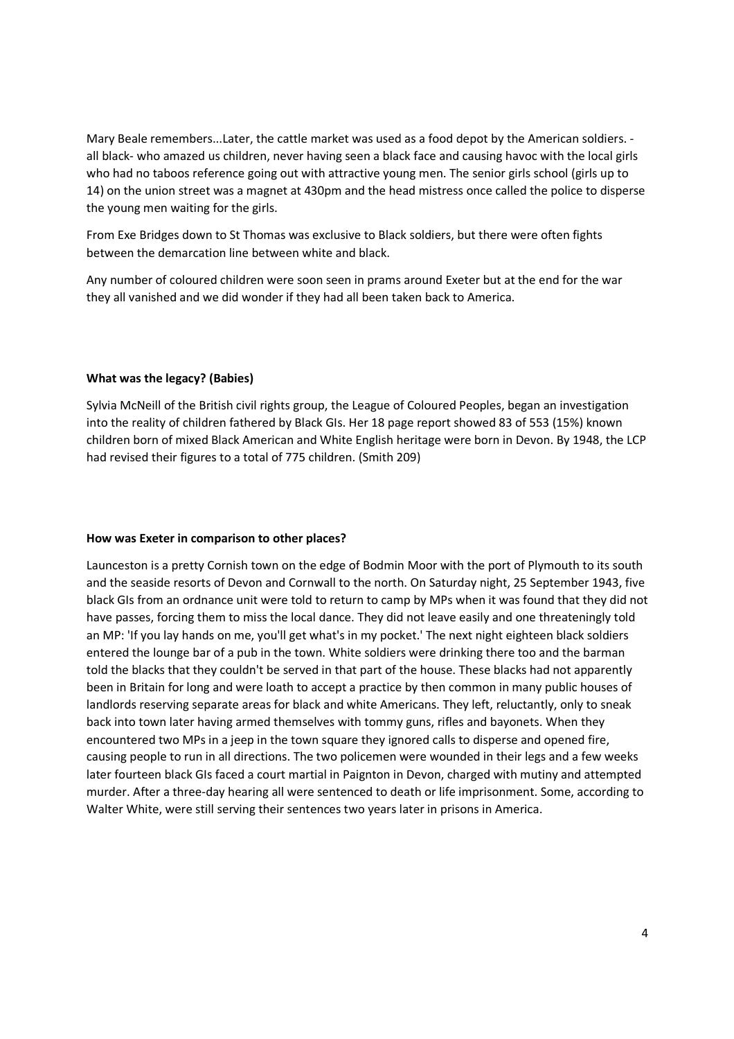Mary Beale remembers...Later, the cattle market was used as a food depot by the American soldiers. - all black- who amazed us children, never having seen a black face and causing havoc with the local girls who had no taboos reference going out with attractive young men. The senior girls school (girls up to 14) on the union street was a magnet at 430pm and the head mistress once called the police to disperse the young men waiting for the girls.

From Exe Bridges down to St Thomas was exclusive to Black soldiers, but there were often fights between the demarcation line between white and black.

Any number of coloured children were soon seen in prams around Exeter but at the end for the war they all vanished and we did wonder if they had all been taken back to America.

**What was the legacy? (Babies)**

Sylvia McNeill of the British civil rights group, the League of Coloured Peoples, began an investigation into the reality of children fathered by Black GIs. Her 18 page report showed 83 of 553 (15%) known children born of mixed Black American and White English heritage were born in Devon. By 1948, the LCP had revised their figures to a total of 775 children. (Smith 209)

**How was Exeter in comparison to other places?**

Launceston is a pretty Cornish town on the edge of Bodmin Moor with the port of Plymouth to its south and the seaside resorts of Devon and Cornwall to the north. On Saturday night, 25 September 1943, five black GIs from an ordnance unit were told to return to camp by MPs when it was found that they did not have passes, forcing them to miss the local dance. They did not leave easily and one threateningly told an MP: 'If you lay hands on me, you'll get what's in my pocket.' The next night eighteen black soldiers entered the lounge bar of a pub in the town. White soldiers were drinking there too and the barman told the blacks that they couldn't be served in that part of the house. These blacks had not apparently been in Britain for long and were loath to accept a practice by then common in many public houses of landlords reserving separate areas for black and white Americans. They left, reluctantly, only to sneak back into town later having armed themselves with tommy guns, rifles and bayonets. When they encountered two MPs in a jeep in the town square they ignored calls to disperse and opened fire, causing people to run in all directions. The two policemen were wounded in their legs and a few weeks later fourteen black GIs faced a court martial in Paignton in Devon, charged with mutiny and attempted murder. After a three-day hearing all were sentenced to death or life imprisonment. Some, according to Walter White, were still serving their sentences two years later in prisons in America.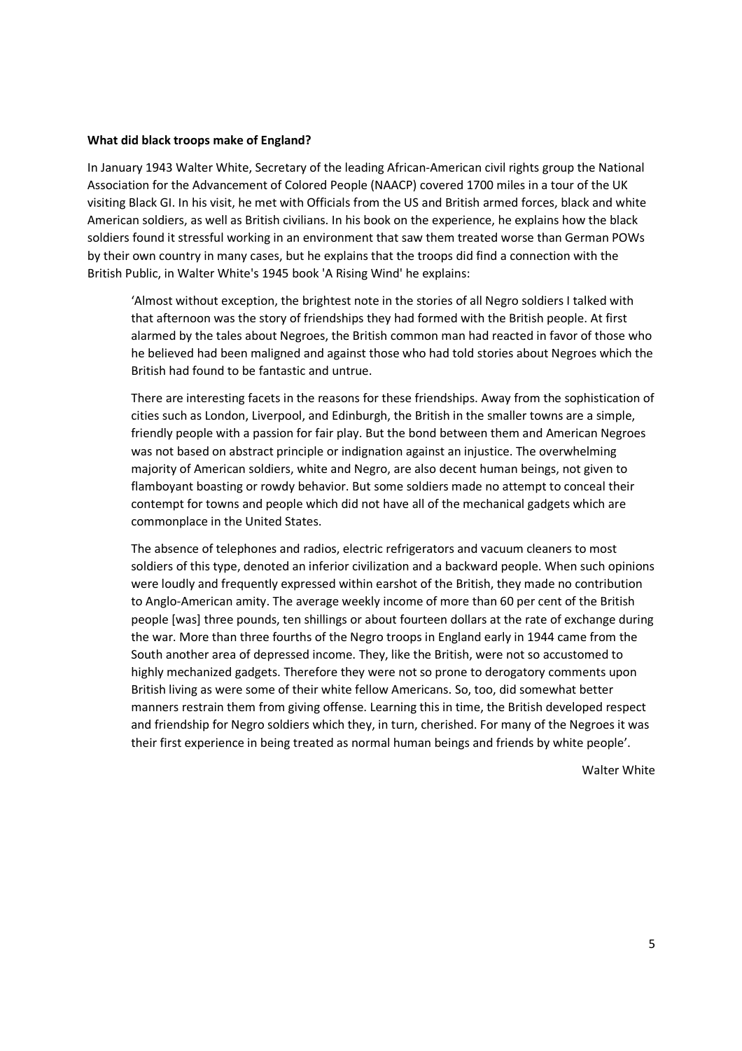**What did black troops make of England?**

In January 1943 Walter White, Secretary of the leading African-American civil rights group the National Association for the Advancement of Colored People (NAACP) covered 1700 miles in a tour of the UK visiting Black GI. In his visit, he met with Officials from the US and British armed forces, black and white American soldiers, as well as British civilians. In his book on the experience, he explains how the black soldiers found it stressful working in an environment that saw them treated worse than German POWs by their own country in many cases, but he explains that the troops did find a connection with the British Public, in Walter White's 1945 book 'A Rising Wind' he explains:

> 'Almost without exception, the brightest note in the stories of all Negro soldiers I talked with that afternoon was the story of friendships they had formed with the British people. At first alarmed by the tales about Negroes, the British common man had reacted in favor of those who he believed had been maligned and against those who had told stories about Negroes which the British had found to be fantastic and untrue.
>
> There are interesting facets in the reasons for these friendships. Away from the sophistication of cities such as London, Liverpool, and Edinburgh, the British in the smaller towns are a simple, friendly people with a passion for fair play. But the bond between them and American Negroes was not based on abstract principle or indignation against an injustice. The overwhelming majority of American soldiers, white and Negro, are also decent human beings, not given to flamboyant boasting or rowdy behavior. But some soldiers made no attempt to conceal their contempt for towns and people which did not have all of the mechanical gadgets which are commonplace in the United States.
>
> The absence of telephones and radios, electric refrigerators and vacuum cleaners to most soldiers of this type, denoted an inferior civilization and a backward people. When such opinions were loudly and frequently expressed within earshot of the British, they made no contribution to Anglo-American amity. The average weekly income of more than 60 per cent of the British people [was] three pounds, ten shillings or about fourteen dollars at the rate of exchange during the war. More than three fourths of the Negro troops in England early in 1944 came from the South another area of depressed income. They, like the British, were not so accustomed to highly mechanized gadgets. Therefore they were not so prone to derogatory comments upon British living as were some of their white fellow Americans. So, too, did somewhat better manners restrain them from giving offense. Learning this in time, the British developed respect and friendship for Negro soldiers which they, in turn, cherished. For many of the Negroes it was their first experience in being treated as normal human beings and friends by white people'.

Walter White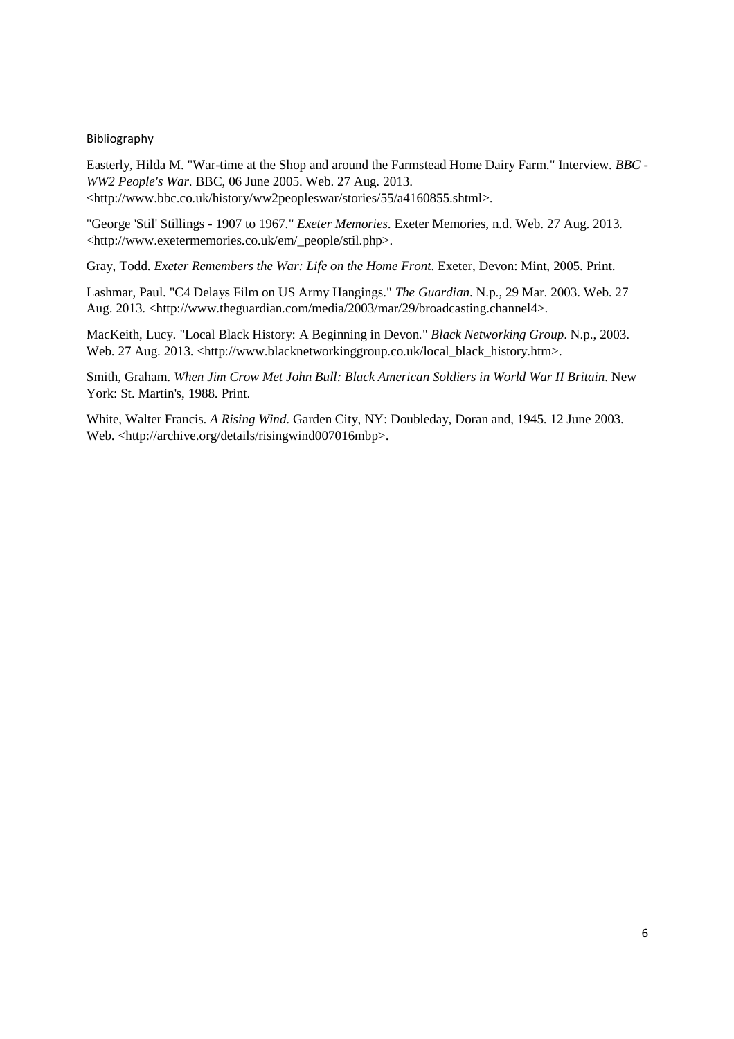# Bibliography

Easterly, Hilda M. "War-time at the Shop and around the Farmstead Home Dairy Farm." Interview. *BBC - WW2 People's War*. BBC, 06 June 2005. Web. 27 Aug. 2013. <http://www.bbc.co.uk/history/ww2peopleswar/stories/55/a4160855.shtml>.

"George 'Stil' Stillings - 1907 to 1967." *Exeter Memories*. Exeter Memories, n.d. Web. 27 Aug. 2013. <http://www.exetermemories.co.uk/em/_people/stil.php>.

Gray, Todd. *Exeter Remembers the War: Life on the Home Front*. Exeter, Devon: Mint, 2005. Print.

Lashmar, Paul. "C4 Delays Film on US Army Hangings." *The Guardian*. N.p., 29 Mar. 2003. Web. 27 Aug. 2013. <http://www.theguardian.com/media/2003/mar/29/broadcasting.channel4>.

MacKeith, Lucy. "Local Black History: A Beginning in Devon." *Black Networking Group*. N.p., 2003. Web. 27 Aug. 2013. <http://www.blacknetworkinggroup.co.uk/local_black_history.htm>.

Smith, Graham. *When Jim Crow Met John Bull: Black American Soldiers in World War II Britain*. New York: St. Martin's, 1988. Print.

White, Walter Francis. *A Rising Wind*. Garden City, NY: Doubleday, Doran and, 1945. 12 June 2003. Web. <http://archive.org/details/risingwind007016mbp>.